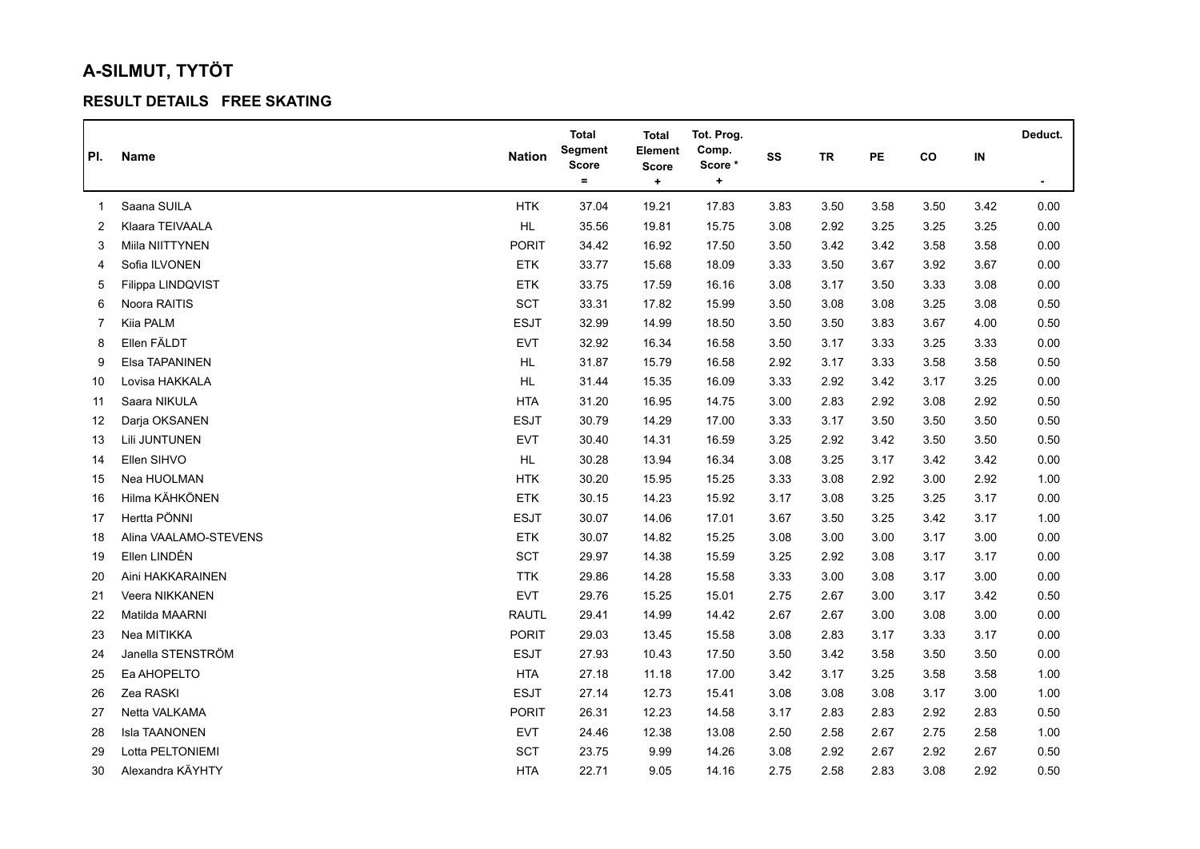# A-SILMUT, TYTÖT

## RESULT DETAILS FREE SKATING

| Pl. | Name | Nation | Total Segment Score = | Total Element Score + | Tot. Prog. Comp. Score * + | SS | TR | PE | CO | IN | Deduct. - |
|---|---|---|---|---|---|---|---|---|---|---|---|
| 1 | Saana SUILA | HTK | 37.04 | 19.21 | 17.83 | 3.83 | 3.50 | 3.58 | 3.50 | 3.42 | 0.00 |
| 2 | Klaara TEIVAALA | HL | 35.56 | 19.81 | 15.75 | 3.08 | 2.92 | 3.25 | 3.25 | 3.25 | 0.00 |
| 3 | Miila NIITTYNEN | PORIT | 34.42 | 16.92 | 17.50 | 3.50 | 3.42 | 3.42 | 3.58 | 3.58 | 0.00 |
| 4 | Sofia ILVONEN | ETK | 33.77 | 15.68 | 18.09 | 3.33 | 3.50 | 3.67 | 3.92 | 3.67 | 0.00 |
| 5 | Filippa LINDQVIST | ETK | 33.75 | 17.59 | 16.16 | 3.08 | 3.17 | 3.50 | 3.33 | 3.08 | 0.00 |
| 6 | Noora RAITIS | SCT | 33.31 | 17.82 | 15.99 | 3.50 | 3.08 | 3.08 | 3.25 | 3.08 | 0.50 |
| 7 | Kiia PALM | ESJT | 32.99 | 14.99 | 18.50 | 3.50 | 3.50 | 3.83 | 3.67 | 4.00 | 0.50 |
| 8 | Ellen FÄLDT | EVT | 32.92 | 16.34 | 16.58 | 3.50 | 3.17 | 3.33 | 3.25 | 3.33 | 0.00 |
| 9 | Elsa TAPANINEN | HL | 31.87 | 15.79 | 16.58 | 2.92 | 3.17 | 3.33 | 3.58 | 3.58 | 0.50 |
| 10 | Lovisa HAKKALA | HL | 31.44 | 15.35 | 16.09 | 3.33 | 2.92 | 3.42 | 3.17 | 3.25 | 0.00 |
| 11 | Saara NIKULA | HTA | 31.20 | 16.95 | 14.75 | 3.00 | 2.83 | 2.92 | 3.08 | 2.92 | 0.50 |
| 12 | Darja OKSANEN | ESJT | 30.79 | 14.29 | 17.00 | 3.33 | 3.17 | 3.50 | 3.50 | 3.50 | 0.50 |
| 13 | Lili JUNTUNEN | EVT | 30.40 | 14.31 | 16.59 | 3.25 | 2.92 | 3.42 | 3.50 | 3.50 | 0.50 |
| 14 | Ellen SIHVO | HL | 30.28 | 13.94 | 16.34 | 3.08 | 3.25 | 3.17 | 3.42 | 3.42 | 0.00 |
| 15 | Nea HUOLMAN | HTK | 30.20 | 15.95 | 15.25 | 3.33 | 3.08 | 2.92 | 3.00 | 2.92 | 1.00 |
| 16 | Hilma KÄHKÖNEN | ETK | 30.15 | 14.23 | 15.92 | 3.17 | 3.08 | 3.25 | 3.25 | 3.17 | 0.00 |
| 17 | Hertta PÖNNI | ESJT | 30.07 | 14.06 | 17.01 | 3.67 | 3.50 | 3.25 | 3.42 | 3.17 | 1.00 |
| 18 | Alina VAALAMO-STEVENS | ETK | 30.07 | 14.82 | 15.25 | 3.08 | 3.00 | 3.00 | 3.17 | 3.00 | 0.00 |
| 19 | Ellen LINDÉN | SCT | 29.97 | 14.38 | 15.59 | 3.25 | 2.92 | 3.08 | 3.17 | 3.17 | 0.00 |
| 20 | Aini HAKKARAINEN | TTK | 29.86 | 14.28 | 15.58 | 3.33 | 3.00 | 3.08 | 3.17 | 3.00 | 0.00 |
| 21 | Veera NIKKANEN | EVT | 29.76 | 15.25 | 15.01 | 2.75 | 2.67 | 3.00 | 3.17 | 3.42 | 0.50 |
| 22 | Matilda MAARNI | RAUTL | 29.41 | 14.99 | 14.42 | 2.67 | 2.67 | 3.00 | 3.08 | 3.00 | 0.00 |
| 23 | Nea MITIKKA | PORIT | 29.03 | 13.45 | 15.58 | 3.08 | 2.83 | 3.17 | 3.33 | 3.17 | 0.00 |
| 24 | Janella STENSTRÖM | ESJT | 27.93 | 10.43 | 17.50 | 3.50 | 3.42 | 3.58 | 3.50 | 3.50 | 0.00 |
| 25 | Ea AHOPELTO | HTA | 27.18 | 11.18 | 17.00 | 3.42 | 3.17 | 3.25 | 3.58 | 3.58 | 1.00 |
| 26 | Zea RASKI | ESJT | 27.14 | 12.73 | 15.41 | 3.08 | 3.08 | 3.08 | 3.17 | 3.00 | 1.00 |
| 27 | Netta VALKAMA | PORIT | 26.31 | 12.23 | 14.58 | 3.17 | 2.83 | 2.83 | 2.92 | 2.83 | 0.50 |
| 28 | Isla TAANONEN | EVT | 24.46 | 12.38 | 13.08 | 2.50 | 2.58 | 2.67 | 2.75 | 2.58 | 1.00 |
| 29 | Lotta PELTONIEMI | SCT | 23.75 | 9.99 | 14.26 | 3.08 | 2.92 | 2.67 | 2.92 | 2.67 | 0.50 |
| 30 | Alexandra KÄYHTY | HTA | 22.71 | 9.05 | 14.16 | 2.75 | 2.58 | 2.83 | 3.08 | 2.92 | 0.50 |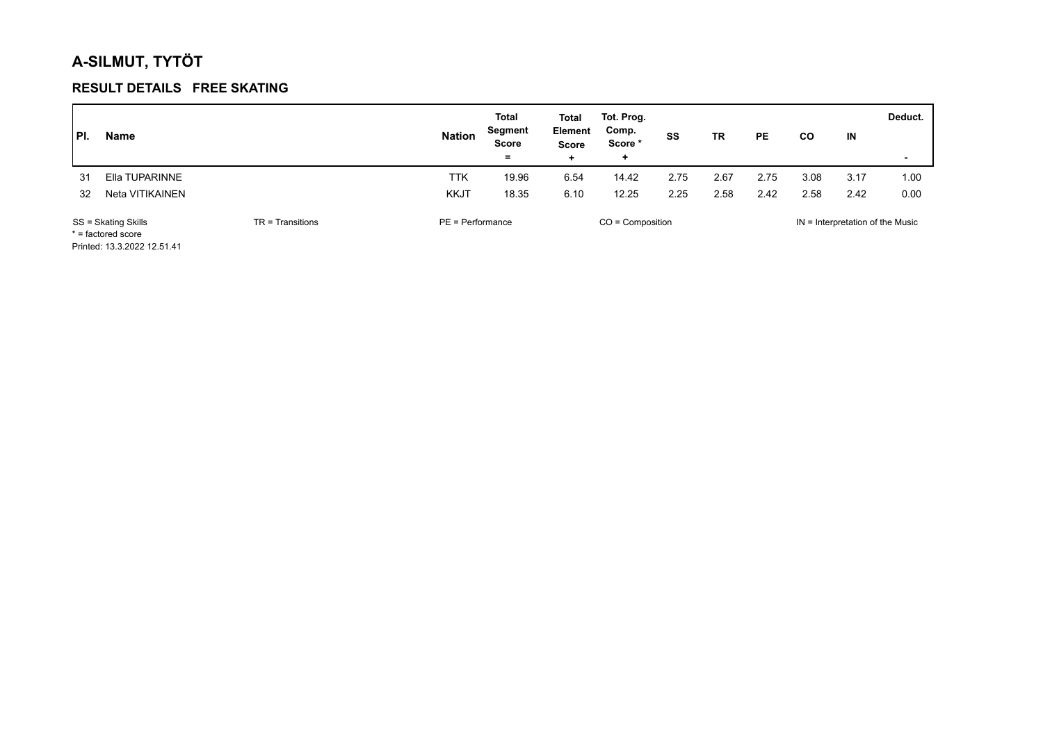# A-SILMUT, TYTÖT

## RESULT DETAILS FREE SKATING

| Pl. | Name | Nation | Total Segment Score = | Total Element Score + | Tot. Prog. Comp. Score * + | SS | TR | PE | CO | IN | Deduct. - |
|---|---|---|---|---|---|---|---|---|---|---|---|
| 31 | Ella TUPARINNE | TTK | 19.96 | 6.54 | 14.42 | 2.75 | 2.67 | 2.75 | 3.08 | 3.17 | 1.00 |
| 32 | Neta VITIKAINEN | KKJT | 18.35 | 6.10 | 12.25 | 2.25 | 2.58 | 2.42 | 2.58 | 2.42 | 0.00 |

SS = Skating Skills  TR = Transitions  PE = Performance  CO = Composition  IN = Interpretation of the Music

* = factored score

Printed: 13.3.2022 12.51.41